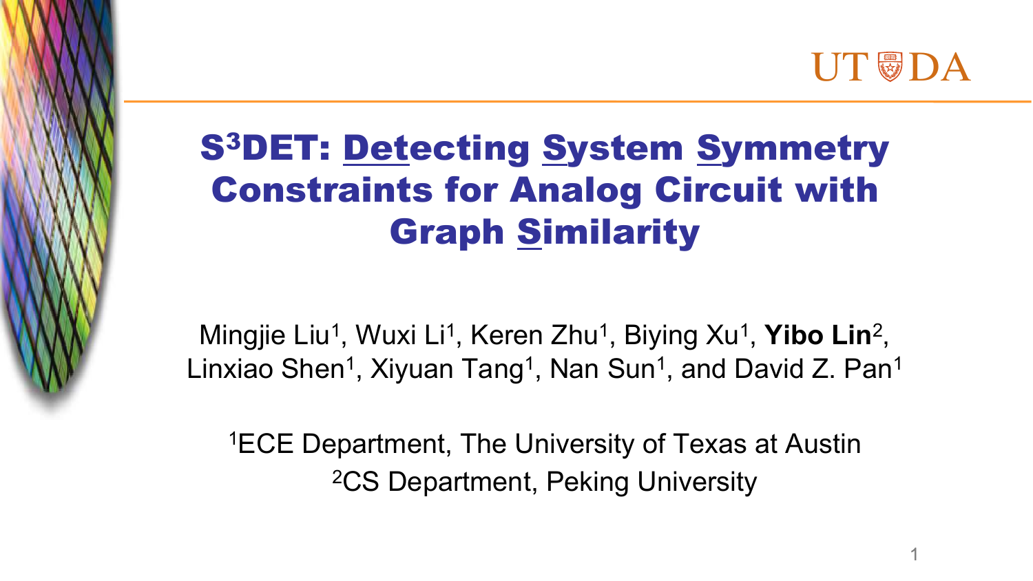# $S^3$DET: Detecting System Symmetry Constraints for Analog Circuit with Graph Similarity

Mingjie Liu[1], Wuxi Li[1], Keren Zhu[1], Biying Xu[1], **Yibo Lin**[2], Linxiao Shen[1], Xiyuan Tang[1], Nan Sun[1], and David Z. Pan[1]

[1]ECE Department, The University of Texas at Austin
[2]CS Department, Peking University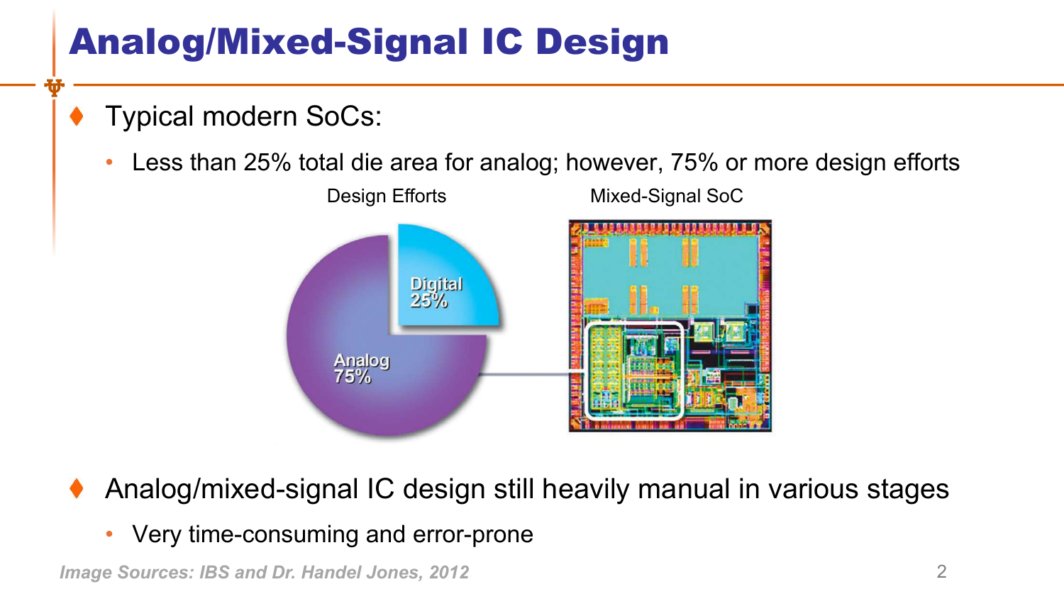# Analog/Mixed-Signal IC Design

- Typical modern SoCs:
  - Less than 25% total die area for analog; however, 75% or more design efforts

Design Efforts

Digital 25%

Analog 75%

Mixed-Signal SoC

- Analog/mixed-signal IC design still heavily manual in various stages
  - Very time-consuming and error-prone

*Image Sources: IBS and Dr. Handel Jones, 2012*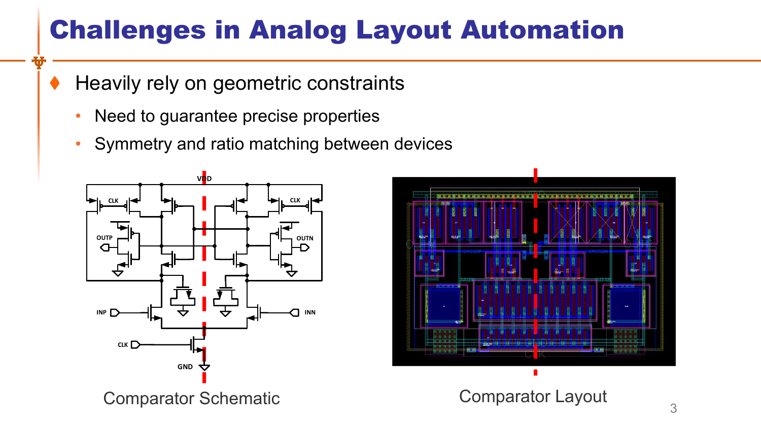# Challenges in Analog Layout Automation

- Heavily rely on geometric constraints
  - Need to guarantee precise properties
  - Symmetry and ratio matching between devices

Comparator Schematic

Comparator Layout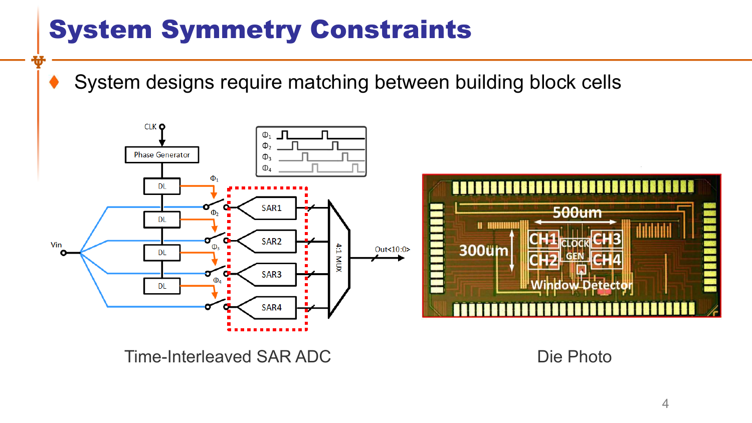# System Symmetry Constraints

- System designs require matching between building block cells

Time-Interleaved SAR ADC

Die Photo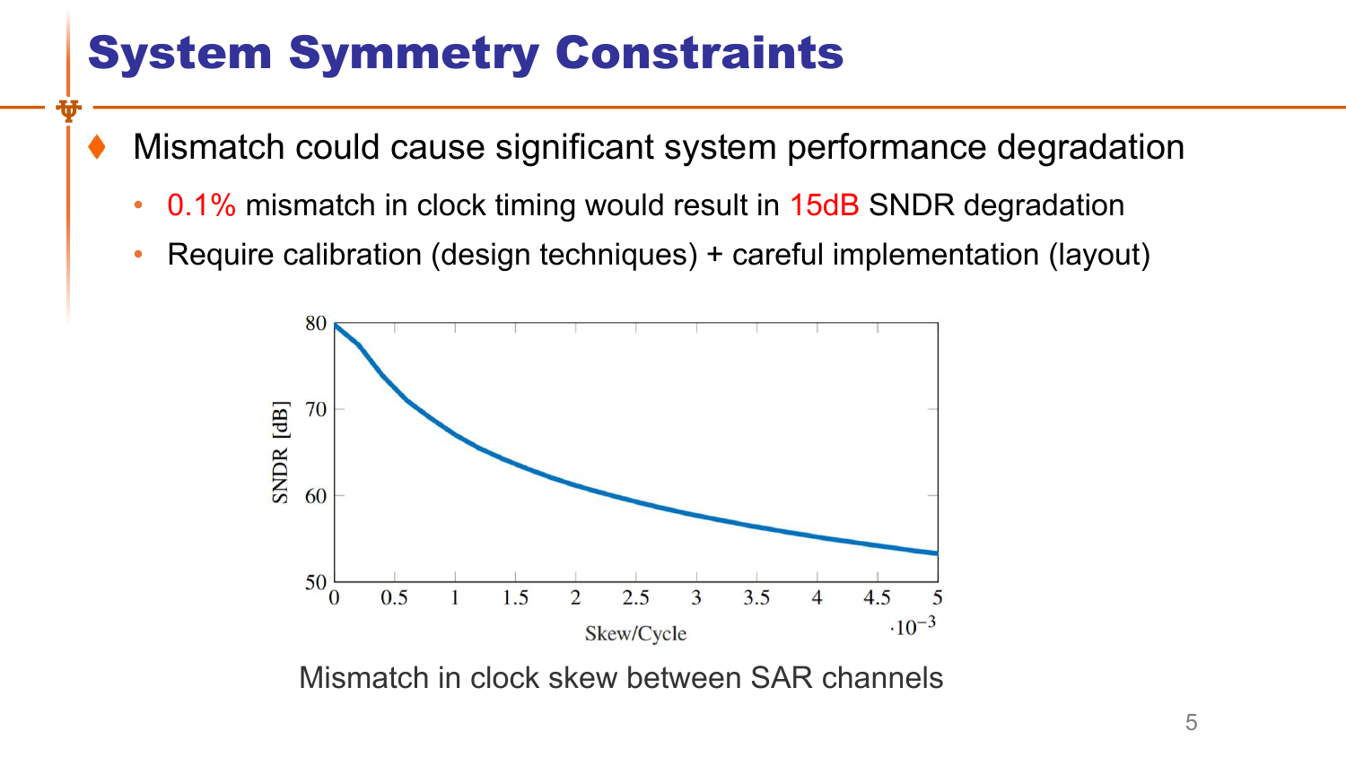# System Symmetry Constraints

- Mismatch could cause significant system performance degradation
  - 0.1% mismatch in clock timing would result in 15dB SNDR degradation
  - Require calibration (design techniques) + careful implementation (layout)

Mismatch in clock skew between SAR channels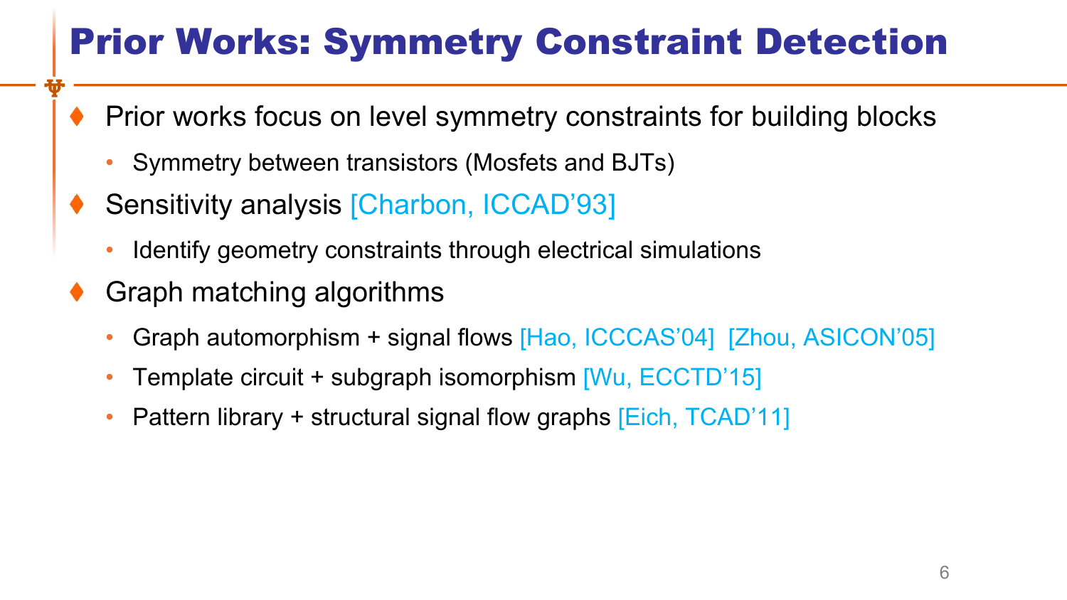# Prior Works: Symmetry Constraint Detection

- Prior works focus on level symmetry constraints for building blocks
  - Symmetry between transistors (Mosfets and BJTs)
- Sensitivity analysis [Charbon, ICCAD'93]
  - Identify geometry constraints through electrical simulations
- Graph matching algorithms
  - Graph automorphism + signal flows [Hao, ICCCAS'04] [Zhou, ASICON'05]
  - Template circuit + subgraph isomorphism [Wu, ECCTD'15]
  - Pattern library + structural signal flow graphs [Eich, TCAD'11]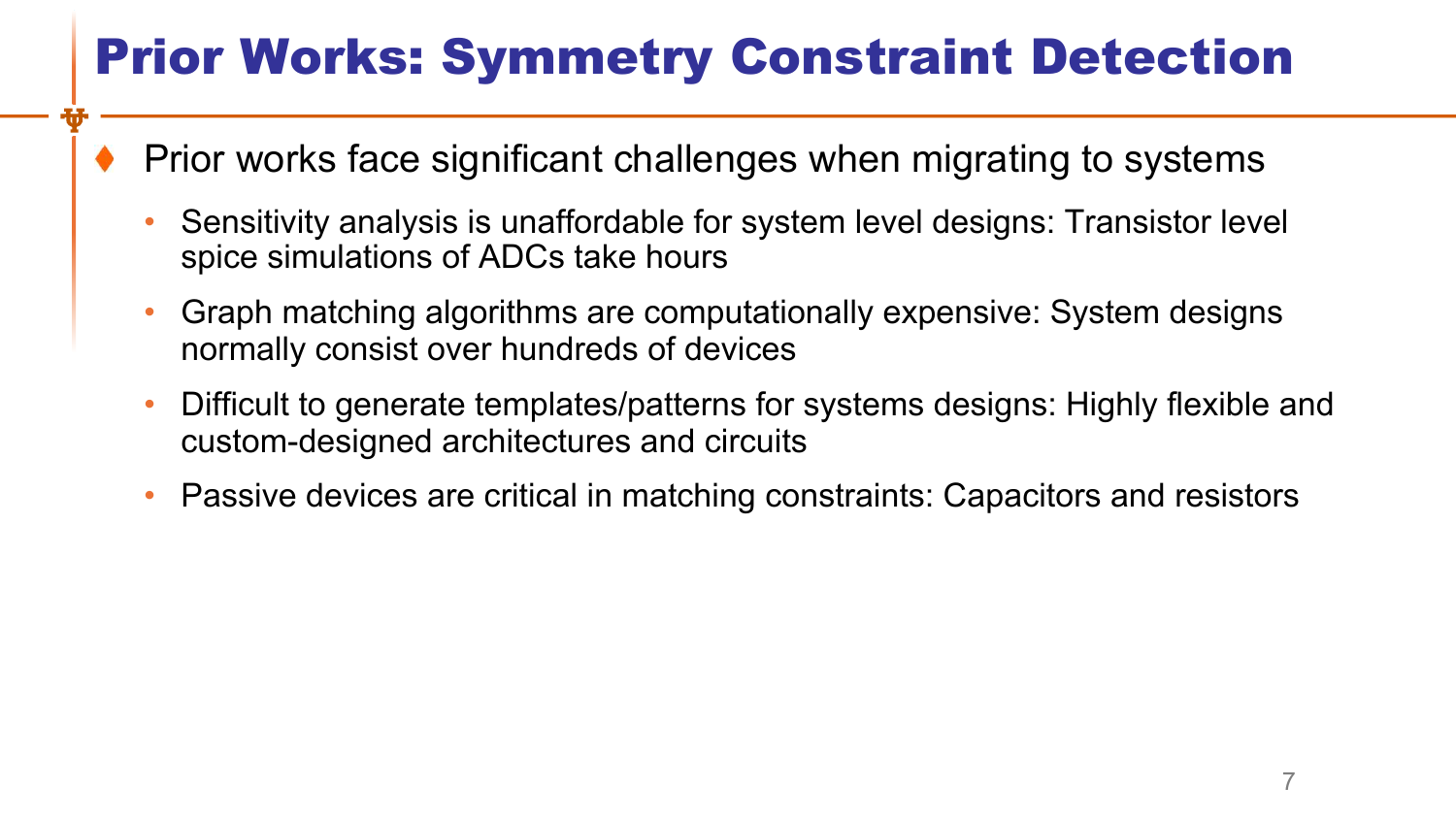# Prior Works: Symmetry Constraint Detection

- Prior works face significant challenges when migrating to systems
  - Sensitivity analysis is unaffordable for system level designs: Transistor level spice simulations of ADCs take hours
  - Graph matching algorithms are computationally expensive: System designs normally consist over hundreds of devices
  - Difficult to generate templates/patterns for systems designs: Highly flexible and custom-designed architectures and circuits
  - Passive devices are critical in matching constraints: Capacitors and resistors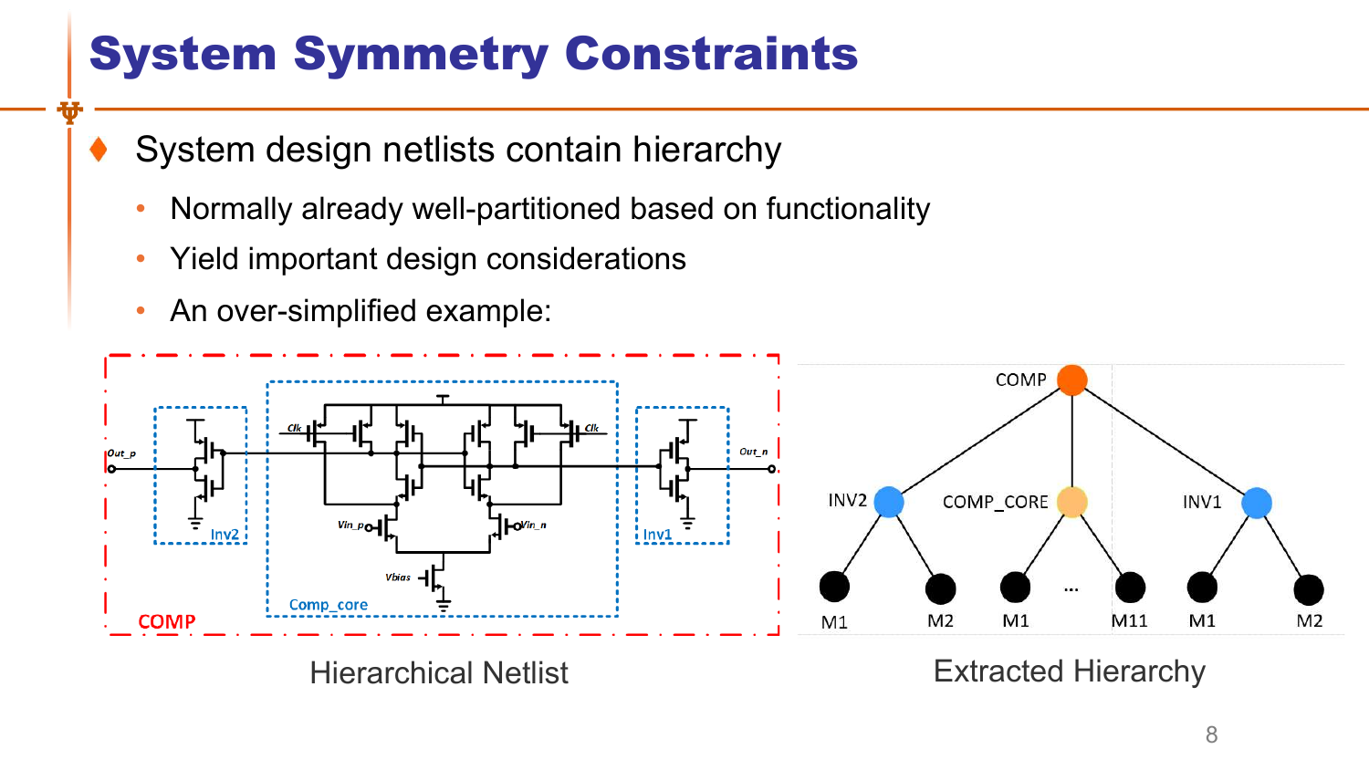# System Symmetry Constraints

- System design netlists contain hierarchy
  - Normally already well-partitioned based on functionality
  - Yield important design considerations
  - An over-simplified example:

Hierarchical Netlist

Extracted Hierarchy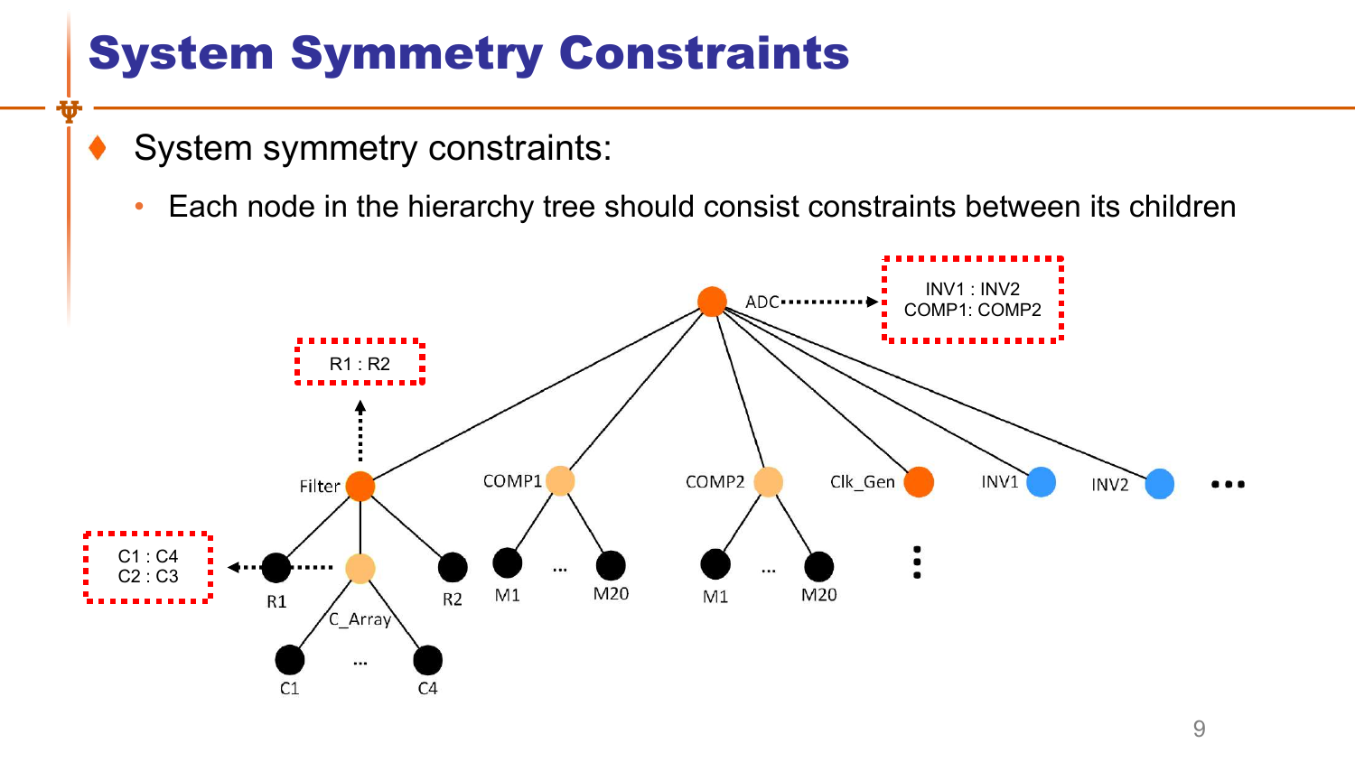# System Symmetry Constraints

- System symmetry constraints:
  - Each node in the hierarchy tree should consist constraints between its children

ADC → INV1 : INV2, COMP1: COMP2

Filter → R1 : R2

R1 → C1 : C4, C2 : C3

Filter, COMP1, COMP2, Clk_Gen, INV1, INV2, ...

R1, C_Array, R2, M1, ..., M20, M1, ..., M20

C1, ..., C4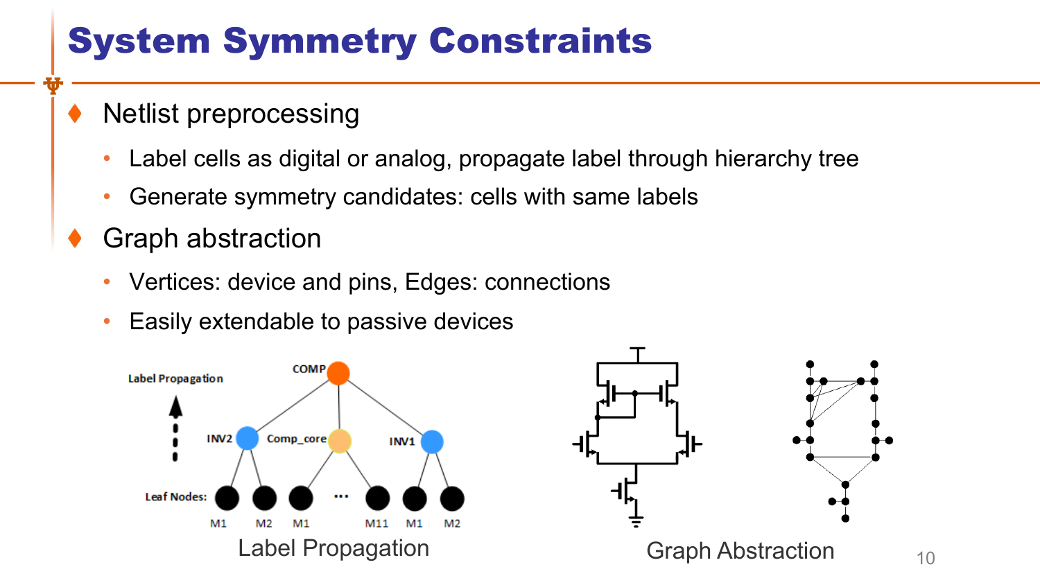# System Symmetry Constraints

- Netlist preprocessing
  - Label cells as digital or analog, propagate label through hierarchy tree
  - Generate symmetry candidates: cells with same labels
- Graph abstraction
  - Vertices: device and pins, Edges: connections
  - Easily extendable to passive devices

Label Propagation

Graph Abstraction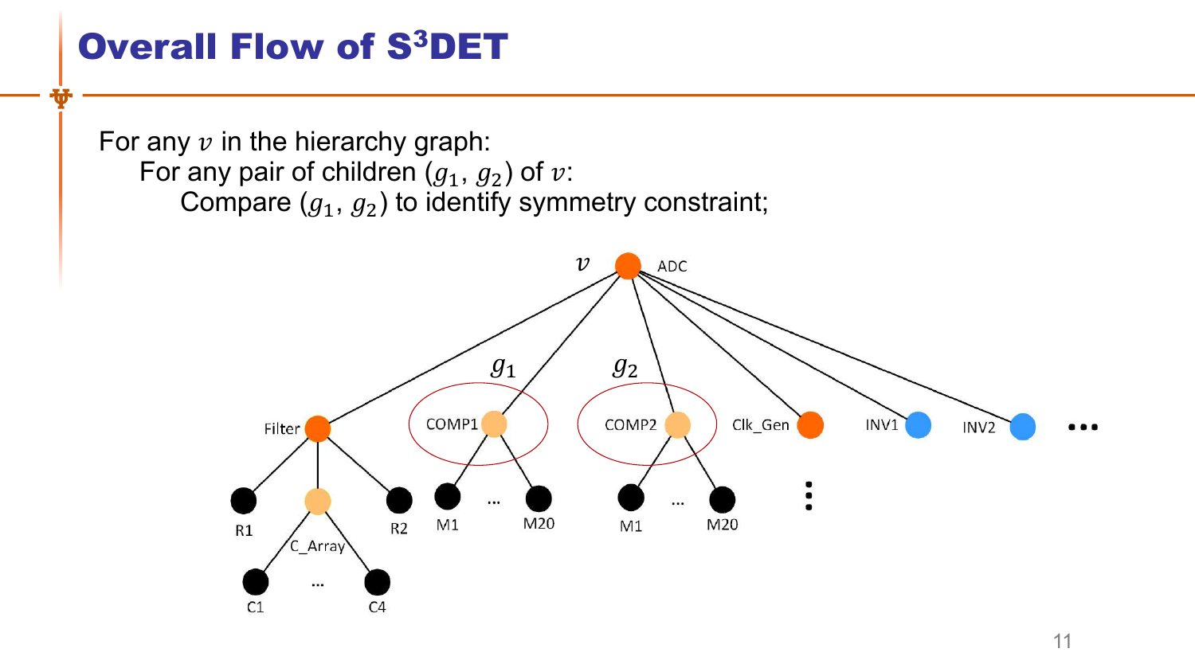# Overall Flow of S³DET

For any $v$ in the hierarchy graph:
 For any pair of children $(g_1, g_2)$ of $v$:
  Compare $(g_1, g_2)$ to identify symmetry constraint;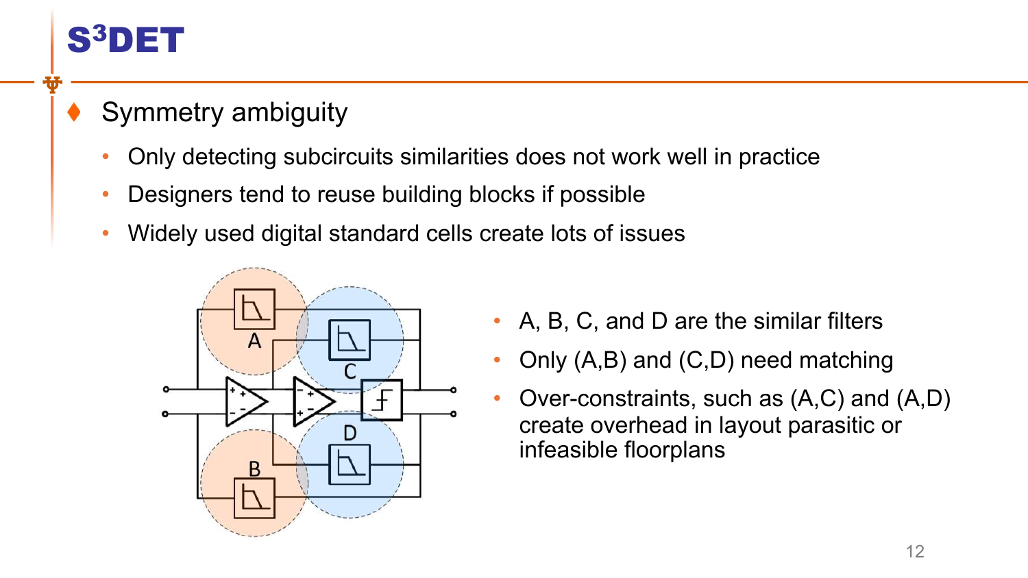# S³DET

- Symmetry ambiguity
  - Only detecting subcircuits similarities does not work well in practice
  - Designers tend to reuse building blocks if possible
  - Widely used digital standard cells create lots of issues

- A, B, C, and D are the similar filters
- Only (A,B) and (C,D) need matching
- Over-constraints, such as (A,C) and (A,D) create overhead in layout parasitic or infeasible floorplans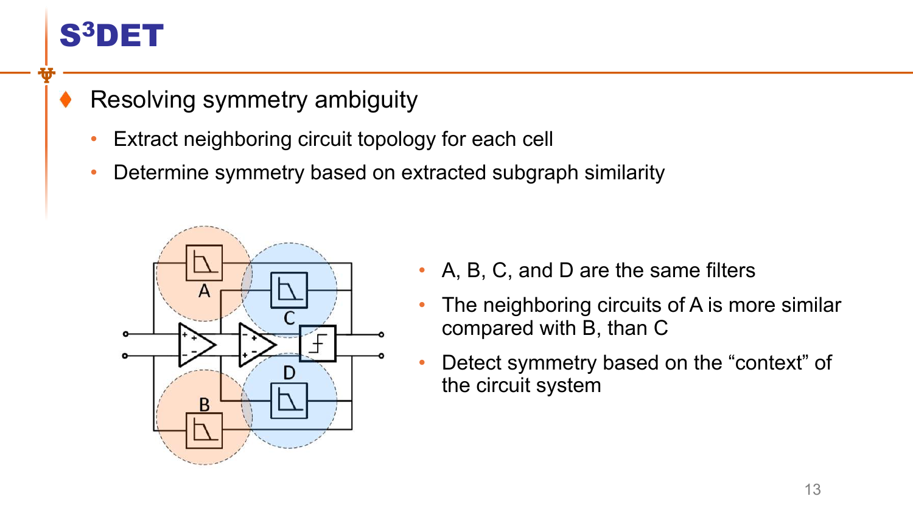# $S^3$DET

- Resolving symmetry ambiguity
  - Extract neighboring circuit topology for each cell
  - Determine symmetry based on extracted subgraph similarity

- A, B, C, and D are the same filters
- The neighboring circuits of A is more similar compared with B, than C
- Detect symmetry based on the "context" of the circuit system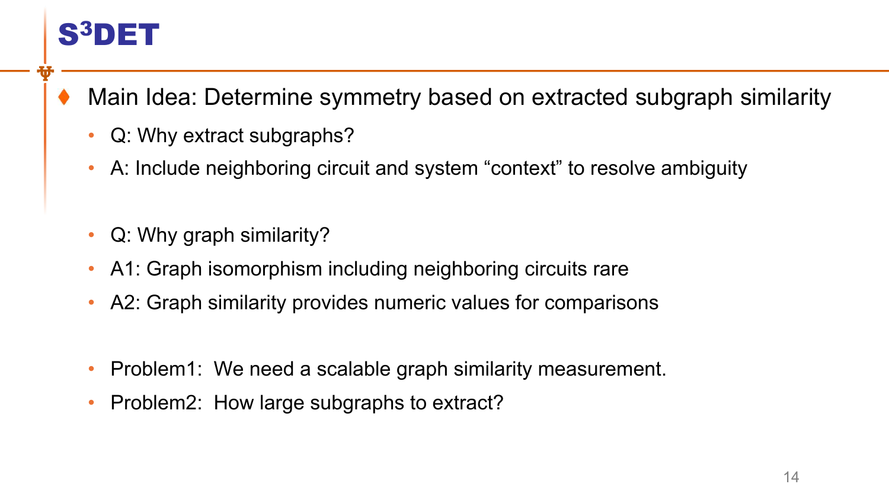# $S^3$DET

- Main Idea: Determine symmetry based on extracted subgraph similarity
  - Q: Why extract subgraphs?
  - A: Include neighboring circuit and system "context" to resolve ambiguity

  - Q: Why graph similarity?
  - A1: Graph isomorphism including neighboring circuits rare
  - A2: Graph similarity provides numeric values for comparisons

  - Problem1: We need a scalable graph similarity measurement.
  - Problem2: How large subgraphs to extract?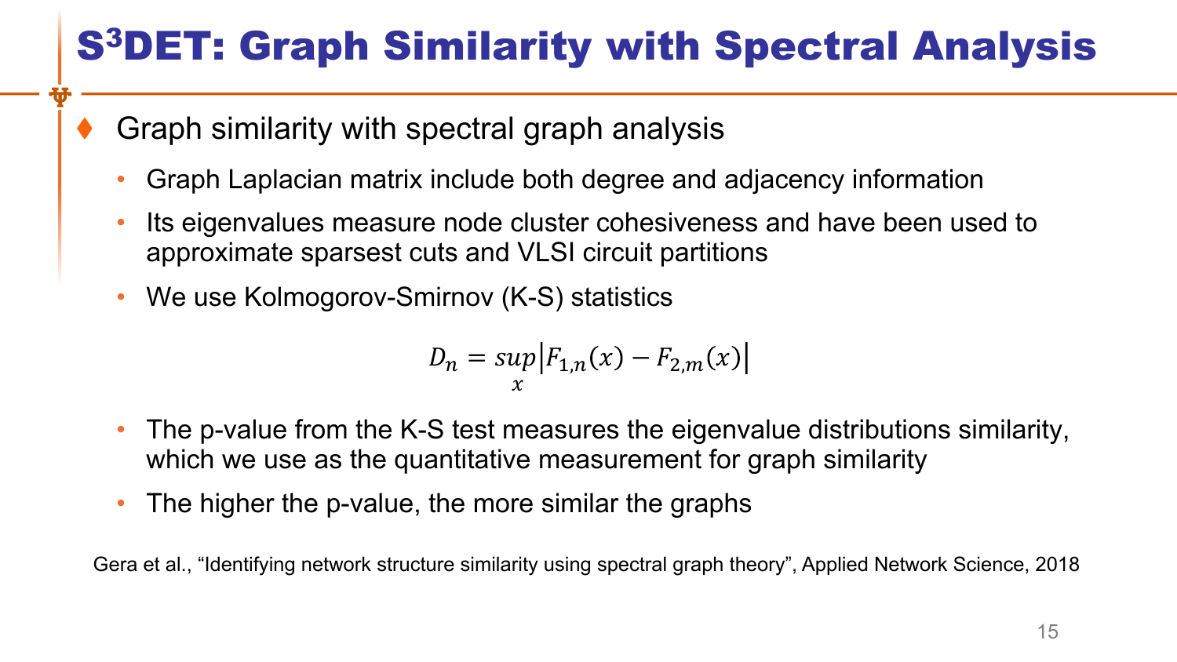# $S^3$DET: Graph Similarity with Spectral Analysis

- Graph similarity with spectral graph analysis
  - Graph Laplacian matrix include both degree and adjacency information
  - Its eigenvalues measure node cluster cohesiveness and have been used to approximate sparsest cuts and VLSI circuit partitions
  - We use Kolmogorov-Smirnov (K-S) statistics

$$D_n = \sup_x \left| F_{1,n}(x) - F_{2,m}(x) \right|$$

  - The p-value from the K-S test measures the eigenvalue distributions similarity, which we use as the quantitative measurement for graph similarity
  - The higher the p-value, the more similar the graphs

Gera et al., "Identifying network structure similarity using spectral graph theory", Applied Network Science, 2018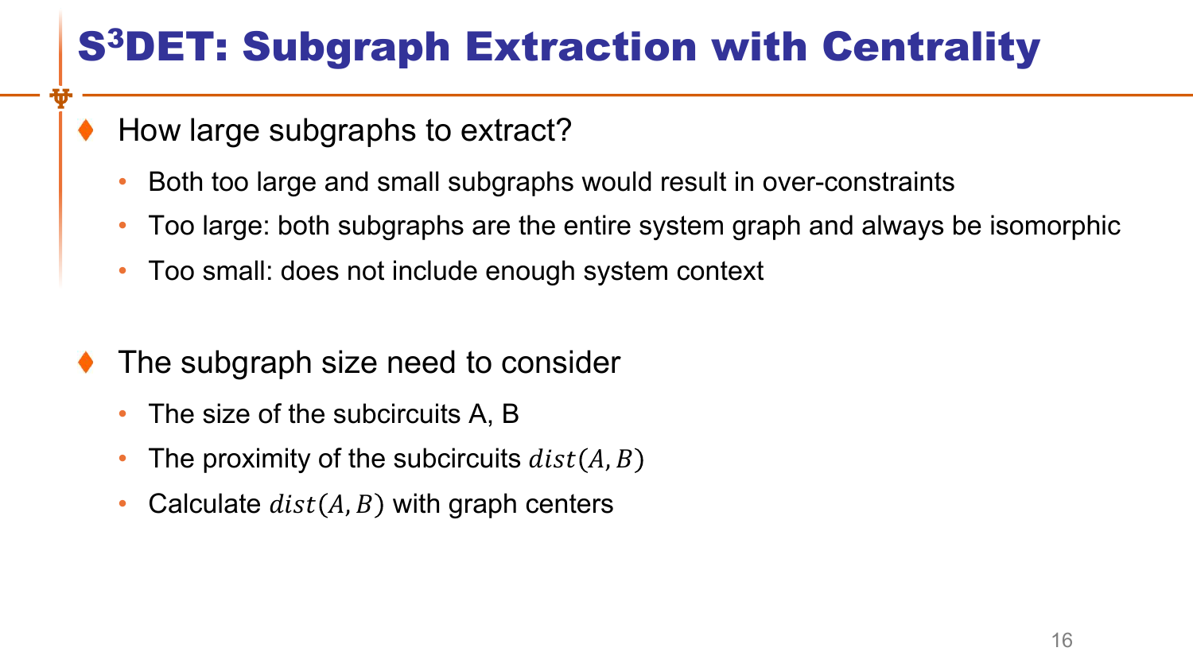# $S^3DET$: Subgraph Extraction with Centrality

- How large subgraphs to extract?
  - Both too large and small subgraphs would result in over-constraints
  - Too large: both subgraphs are the entire system graph and always be isomorphic
  - Too small: does not include enough system context

- The subgraph size need to consider
  - The size of the subcircuits A, B
  - The proximity of the subcircuits $dist(A, B)$
  - Calculate $dist(A, B)$ with graph centers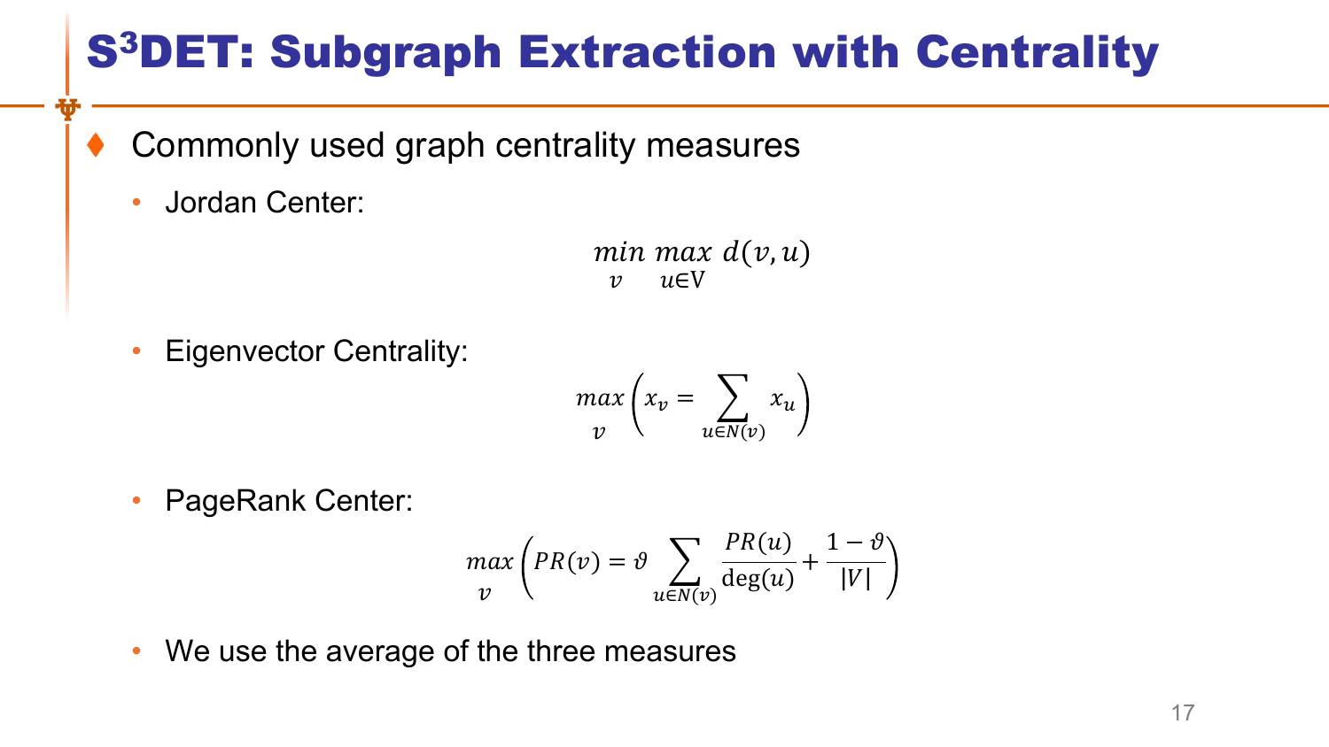# $S^3$DET: Subgraph Extraction with Centrality

- Commonly used graph centrality measures
  - Jordan Center:

$$\min_{v} \max_{u \in \mathrm{V}} d(v, u)$$

  - Eigenvector Centrality:

$$\max_{v} \left( x_v = \sum_{u \in N(v)} x_u \right)$$

  - PageRank Center:

$$\max_{v} \left( PR(v) = \vartheta \sum_{u \in N(v)} \frac{PR(u)}{\deg(u)} + \frac{1 - \vartheta}{|V|} \right)$$

  - We use the average of the three measures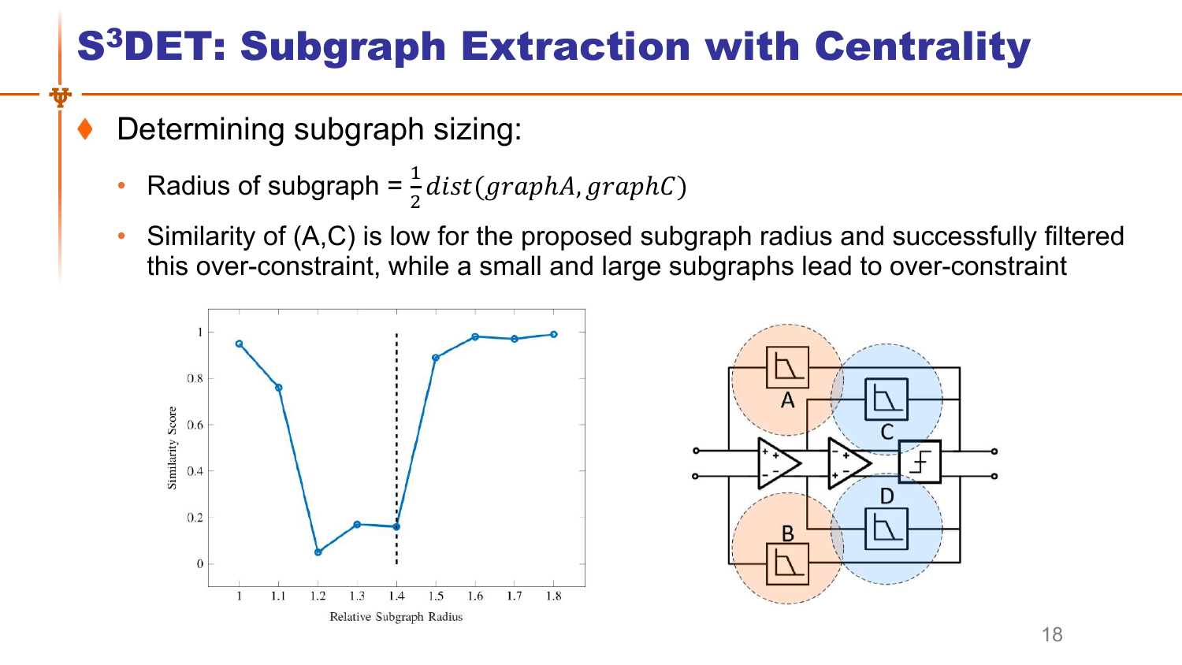# $S^3$DET: Subgraph Extraction with Centrality

- Determining subgraph sizing:
  - Radius of subgraph = $\frac{1}{2}dist(graphA, graphC)$
  - Similarity of (A,C) is low for the proposed subgraph radius and successfully filtered this over-constraint, while a small and large subgraphs lead to over-constraint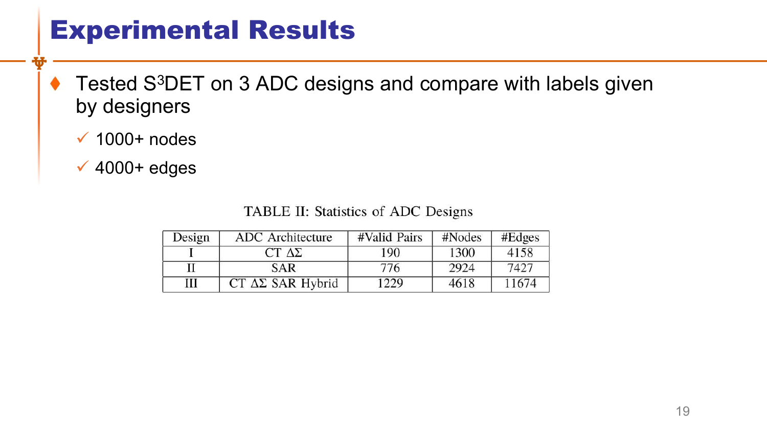# Experimental Results

- Tested $S^3$DET on 3 ADC designs and compare with labels given by designers
  - ✓ 1000+ nodes
  - ✓ 4000+ edges

TABLE II: Statistics of ADC Designs

| Design | ADC Architecture | #Valid Pairs | #Nodes | #Edges |
|---|---|---|---|---|
| I | CT ΔΣ | 190 | 1300 | 4158 |
| II | SAR | 776 | 2924 | 7427 |
| III | CT ΔΣ SAR Hybrid | 1229 | 4618 | 11674 |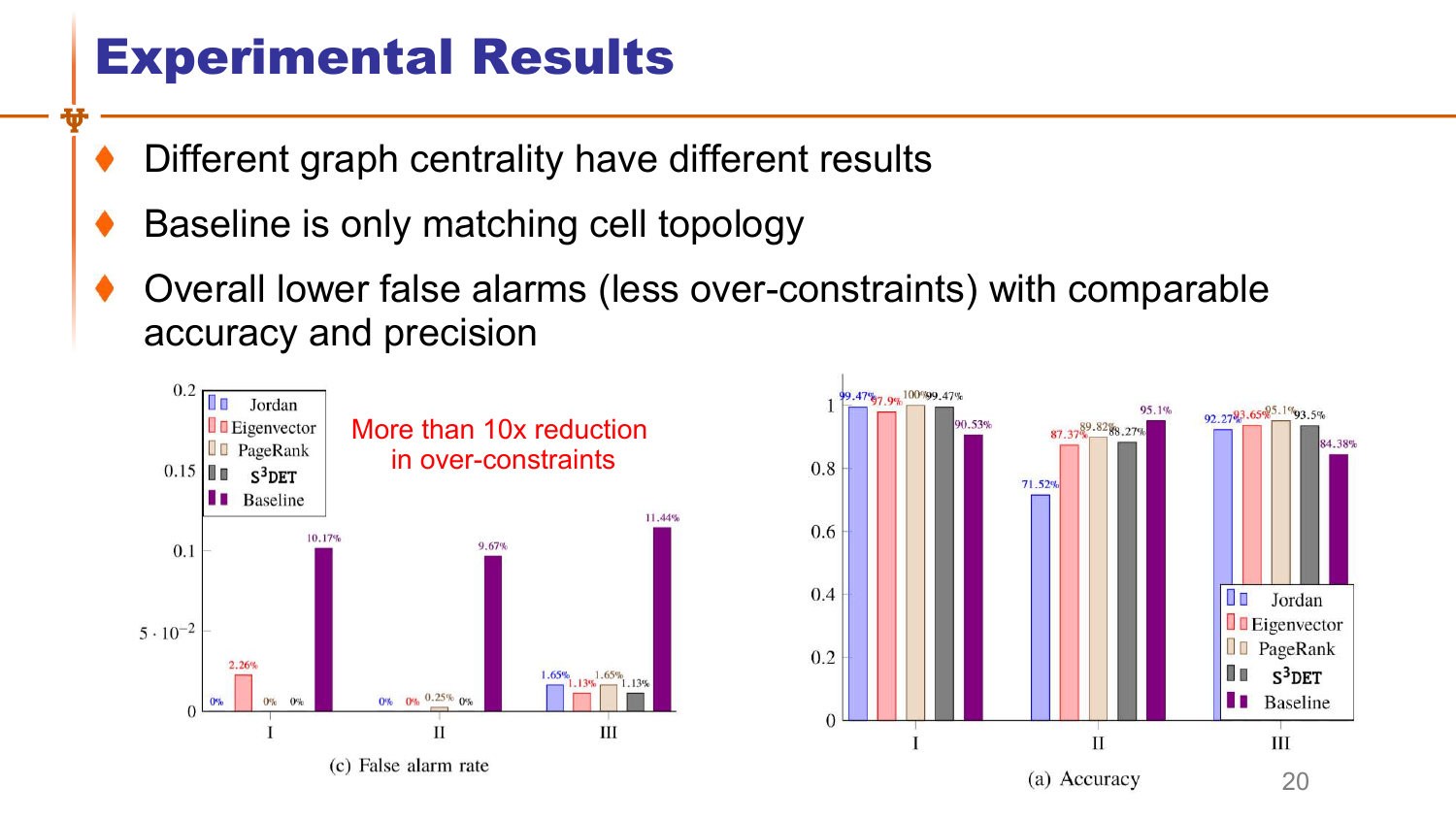# Experimental Results

- Different graph centrality have different results
- Baseline is only matching cell topology
- Overall lower false alarms (less over-constraints) with comparable accuracy and precision

More than 10x reduction in over-constraints

| | Jordan | Eigenvector | PageRank | $S^3$DET | Baseline |
|---|---|---|---|---|---|
| I | 0% | 2.26% | 0% | 0% | 10.17% |
| II | 0% | 0% | 0.25% | 0% | 9.67% |
| III | 1.65% | 1.13% | 1.65% | 1.13% | 11.44% |

(c) False alarm rate

| | Jordan | Eigenvector | PageRank | $S^3$DET | Baseline |
|---|---|---|---|---|---|
| I | 99.47% | 97.9% | 100% | 99.47% | 90.53% |
| II | 71.52% | 87.37% | 89.82% | 88.27% | 95.1% |
| III | 92.27% | 93.65% | 95.1% | 93.5% | 84.38% |

(a) Accuracy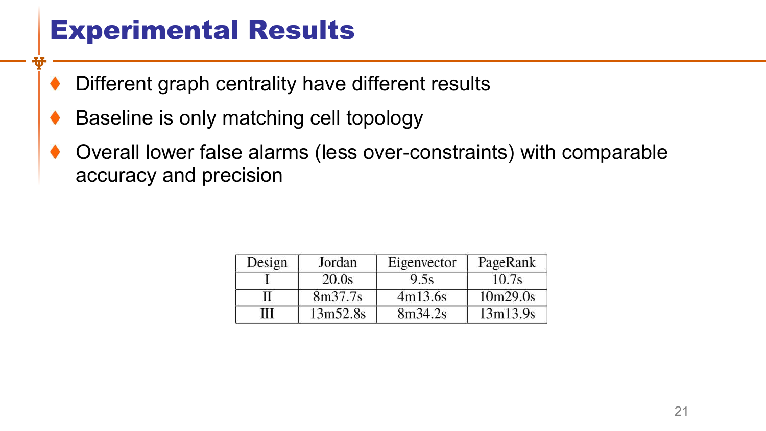# Experimental Results

- Different graph centrality have different results
- Baseline is only matching cell topology
- Overall lower false alarms (less over-constraints) with comparable accuracy and precision

| Design | Jordan | Eigenvector | PageRank |
|---|---|---|---|
| I | 20.0s | 9.5s | 10.7s |
| II | 8m37.7s | 4m13.6s | 10m29.0s |
| III | 13m52.8s | 8m34.2s | 13m13.9s |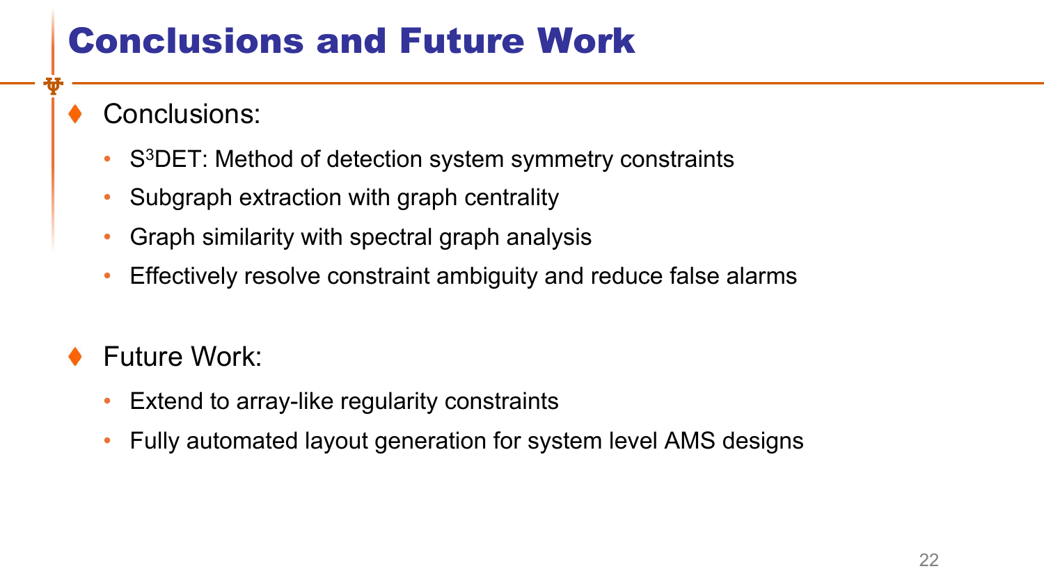# Conclusions and Future Work

- **Conclusions:**
  - $S^3$DET: Method of detection system symmetry constraints
  - Subgraph extraction with graph centrality
  - Graph similarity with spectral graph analysis
  - Effectively resolve constraint ambiguity and reduce false alarms

- **Future Work:**
  - Extend to array-like regularity constraints
  - Fully automated layout generation for system level AMS designs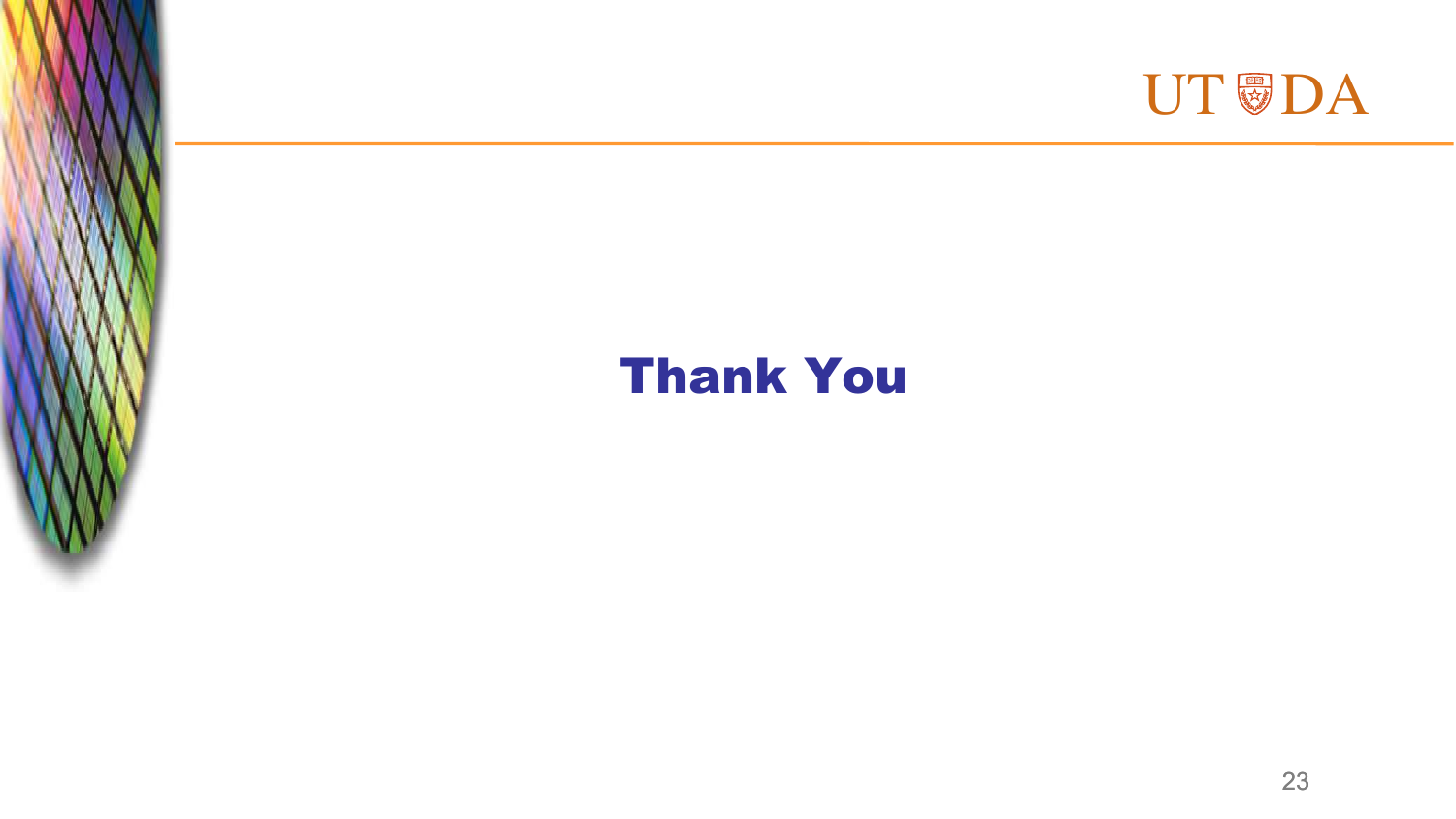# Thank You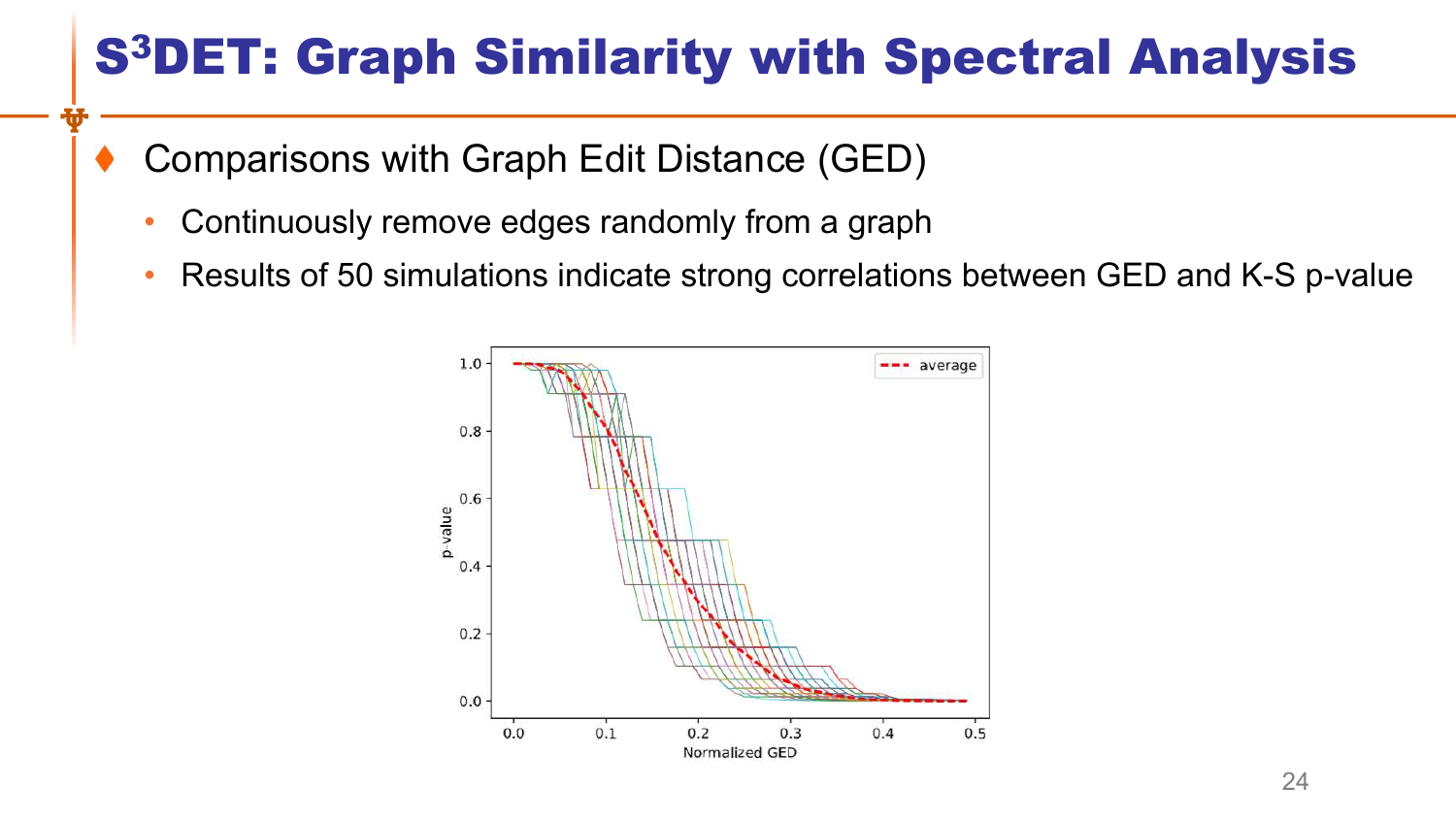# S³DET: Graph Similarity with Spectral Analysis

- Comparisons with Graph Edit Distance (GED)
  - Continuously remove edges randomly from a graph
  - Results of 50 simulations indicate strong correlations between GED and K-S p-value

average

p-value

1.0
0.8
0.6
0.4
0.2
0.0

0.0
0.1
0.2
0.3
0.4
0.5

Normalized GED